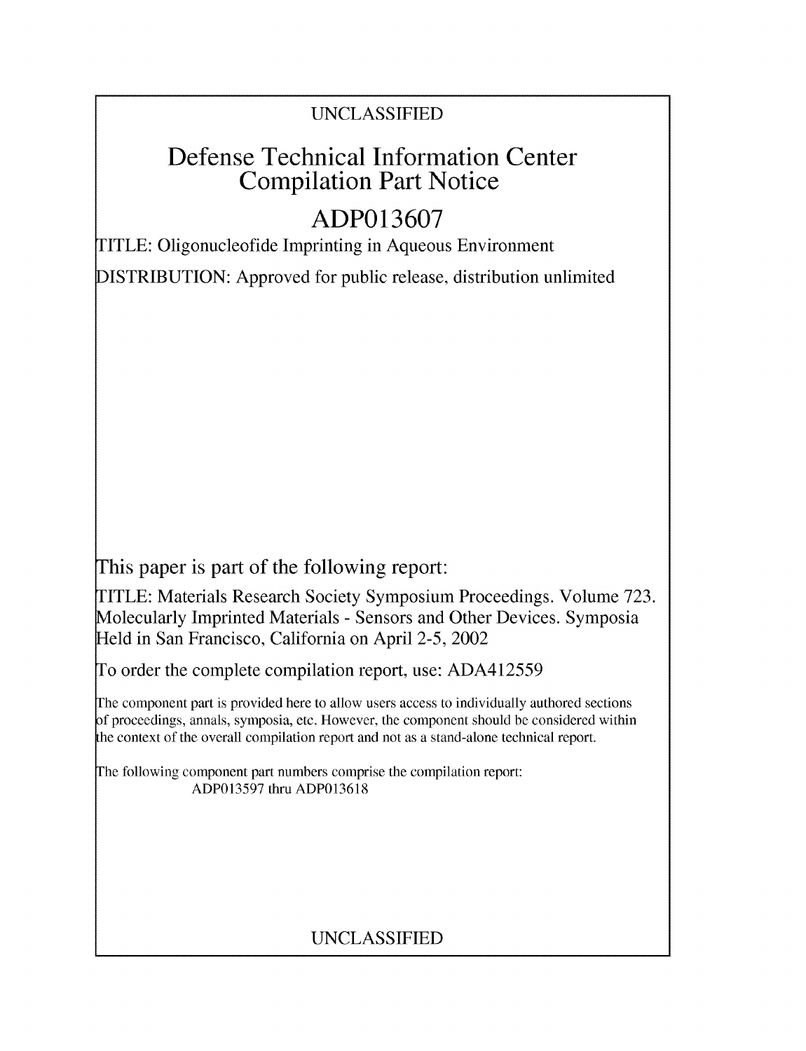UNCLASSIFIED

# Defense Technical Information Center Compilation Part Notice

# ADP013607

TITLE: Oligonucleofide Imprinting in Aqueous Environment

DISTRIBUTION: Approved for public release, distribution unlimited

This paper is part of the following report:

TITLE: Materials Research Society Symposium Proceedings. Volume 723. Molecularly Imprinted Materials - Sensors and Other Devices. Symposia Held in San Francisco, California on April 2-5, 2002

To order the complete compilation report, use: ADA412559

The component part is provided here to allow users access to individually authored sections of proceedings, annals, symposia, etc. However, the component should be considered within the context of the overall compilation report and not as a stand-alone technical report.

The following component part numbers comprise the compilation report:
ADP013597 thru ADP013618

UNCLASSIFIED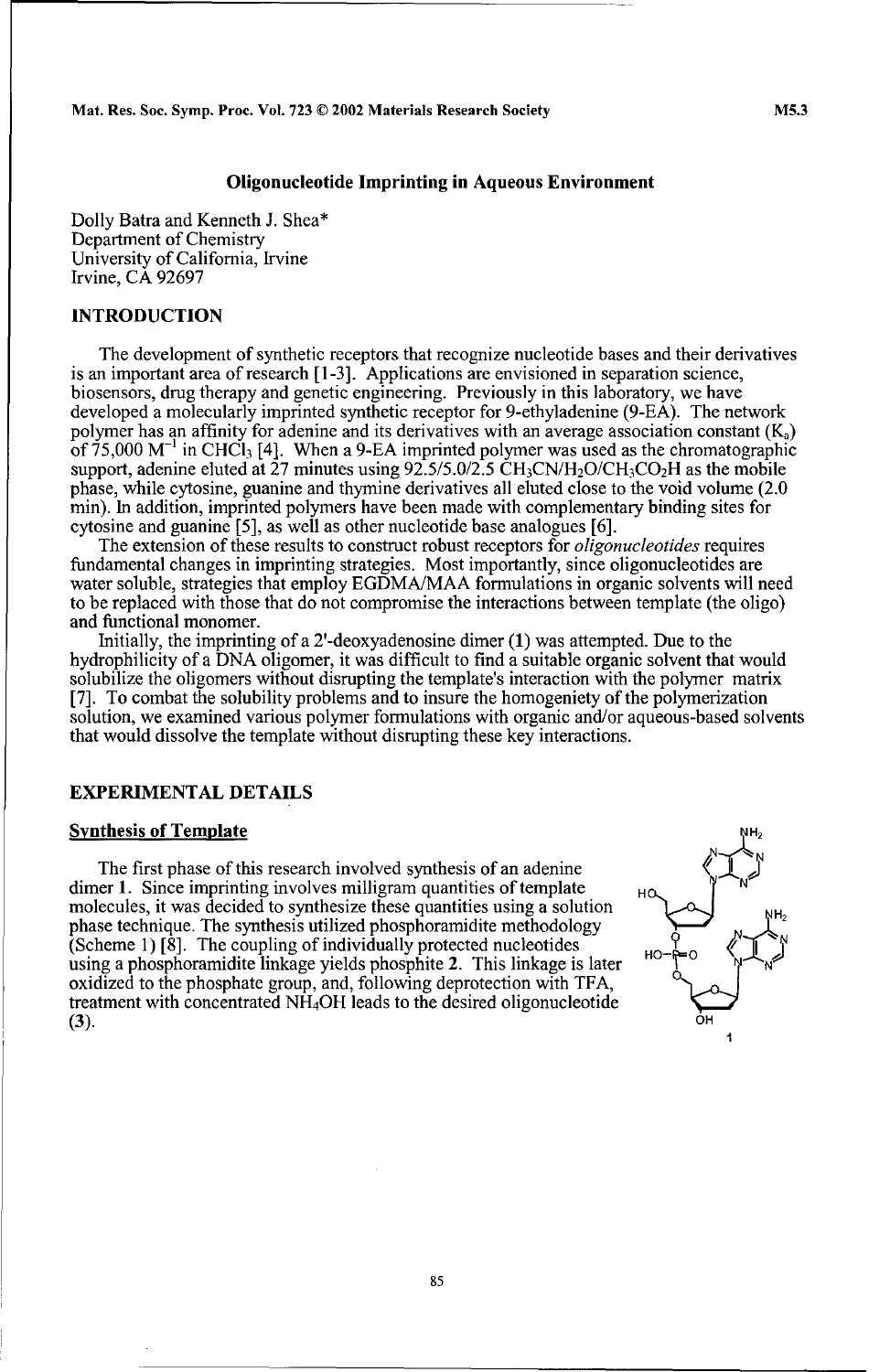## Oligonucleotide Imprinting in Aqueous Environment

Dolly Batra and Kenneth J. Shea*
Department of Chemistry
University of California, Irvine
Irvine, CA 92697

## INTRODUCTION

The development of synthetic receptors that recognize nucleotide bases and their derivatives is an important area of research [1-3]. Applications are envisioned in separation science, biosensors, drug therapy and genetic engineering. Previously in this laboratory, we have developed a molecularly imprinted synthetic receptor for 9-ethyladenine (9-EA). The network polymer has an affinity for adenine and its derivatives with an average association constant ($K_a$) of 75,000 $M^{-1}$ in $CHCl_3$ [4]. When a 9-EA imprinted polymer was used as the chromatographic support, adenine eluted at 27 minutes using 92.5/5.0/2.5 $CH_3CN/H_2O/CH_3CO_2H$ as the mobile phase, while cytosine, guanine and thymine derivatives all eluted close to the void volume (2.0 min). In addition, imprinted polymers have been made with complementary binding sites for cytosine and guanine [5], as well as other nucleotide base analogues [6].

The extension of these results to construct robust receptors for *oligonucleotides* requires fundamental changes in imprinting strategies. Most importantly, since oligonucleotides are water soluble, strategies that employ EGDMA/MAA formulations in organic solvents will need to be replaced with those that do not compromise the interactions between template (the oligo) and functional monomer.

Initially, the imprinting of a 2'-deoxyadenosine dimer (**1**) was attempted. Due to the hydrophilicity of a DNA oligomer, it was difficult to find a suitable organic solvent that would solubilize the oligomers without disrupting the template's interaction with the polymer matrix [7]. To combat the solubility problems and to insure the homogeneity of the polymerization solution, we examined various polymer formulations with organic and/or aqueous-based solvents that would dissolve the template without disrupting these key interactions.

## EXPERIMENTAL DETAILS

### Synthesis of Template

The first phase of this research involved synthesis of an adenine dimer **1**. Since imprinting involves milligram quantities of template molecules, it was decided to synthesize these quantities using a solution phase technique. The synthesis utilized phosphoramidite methodology (Scheme 1) [8]. The coupling of individually protected nucleotides using a phosphoramidite linkage yields phosphite **2**. This linkage is later oxidized to the phosphate group, and, following deprotection with TFA, treatment with concentrated $NH_4OH$ leads to the desired oligonucleotide (**3**).

1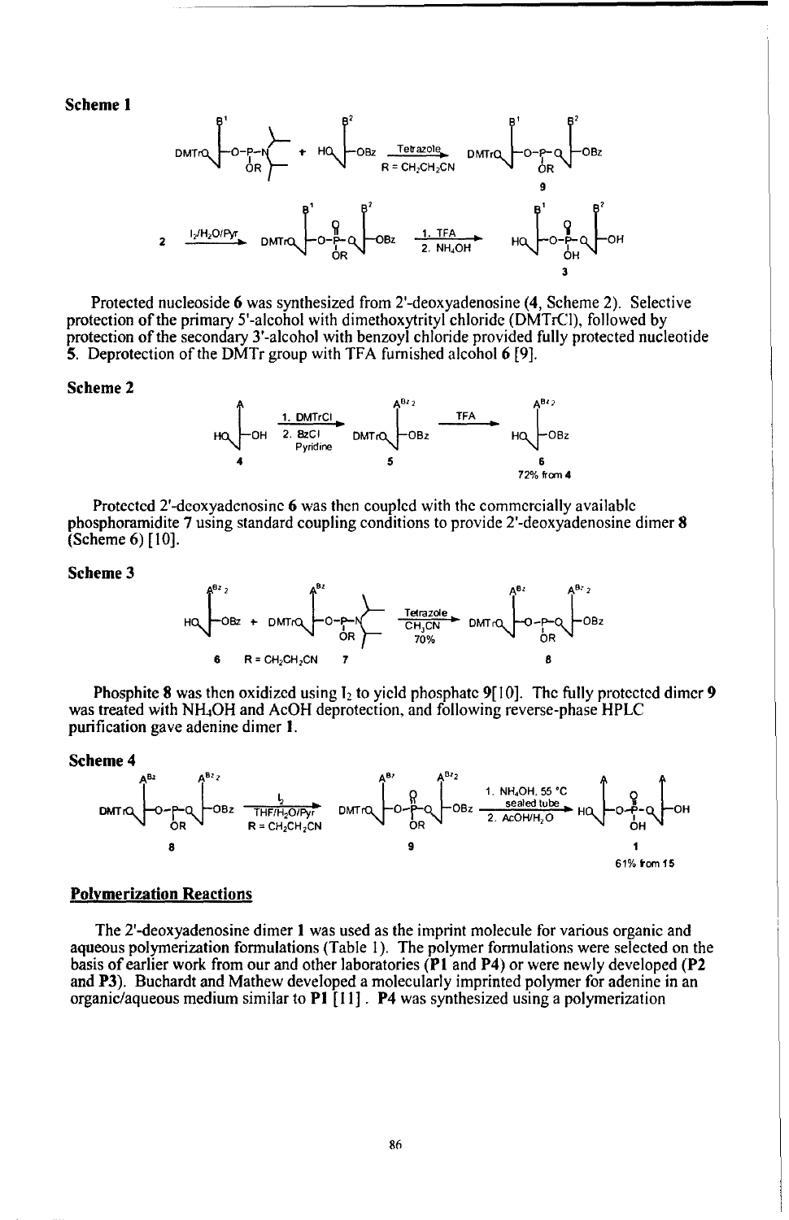**Scheme 1**

Protected nucleoside **6** was synthesized from 2'-deoxyadenosine (**4**, Scheme 2). Selective protection of the primary 5'-alcohol with dimethoxytrityl chloride (DMTrCl), followed by protection of the secondary 3'-alcohol with benzoyl chloride provided fully protected nucleotide **5**. Deprotection of the DMTr group with TFA furnished alcohol **6** [9].

**Scheme 2**

Protected 2'-deoxyadenosine **6** was then coupled with the commercially available phosphoramidite **7** using standard coupling conditions to provide 2'-deoxyadenosine dimer **8** (Scheme 6) [10].

**Scheme 3**

Phosphite **8** was then oxidized using $I_2$ to yield phosphate **9**[10]. The fully protected dimer **9** was treated with $NH_4OH$ and AcOH deprotection, and following reverse-phase HPLC purification gave adenine dimer **1**.

**Scheme 4**

## Polymerization Reactions

The 2'-deoxyadenosine dimer **1** was used as the imprint molecule for various organic and aqueous polymerization formulations (Table 1). The polymer formulations were selected on the basis of earlier work from our and other laboratories (**P1** and **P4**) or were newly developed (**P2** and **P3**). Buchardt and Mathew developed a molecularly imprinted polymer for adenine in an organic/aqueous medium similar to **P1** [11]. **P4** was synthesized using a polymerization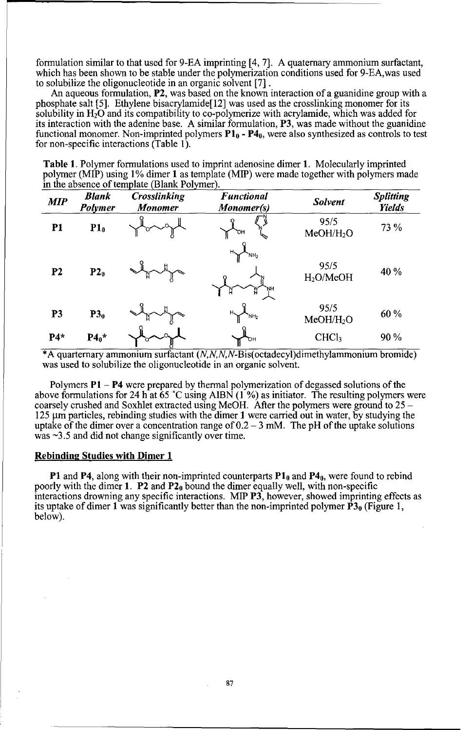formulation similar to that used for 9-EA imprinting [4, 7]. A quaternary ammonium surfactant, which has been shown to be stable under the polymerization conditions used for 9-EA,was used to solubilize the oligonucleotide in an organic solvent [7] .

An aqueous formulation, **P2**, was based on the known interaction of a guanidine group with a phosphate salt [5]. Ethylene bisacrylamide[12] was used as the crosslinking monomer for its solubility in $H_2O$ and its compatibility to co-polymerize with acrylamide, which was added for its interaction with the adenine base. A similar formulation, **P3**, was made without the guanidine functional monomer. Non-imprinted polymers **P1**$_0$ - **P4**$_0$, were also synthesized as controls to test for non-specific interactions (Table 1).

**Table 1**. Polymer formulations used to imprint adenosine dimer **1**. Molecularly imprinted polymer (MIP) using 1% dimer **1** as template (MIP) were made together with polymers made in the absence of template (Blank Polymer).

| *MIP* | *Blank Polymer* | *Crosslinking Monomer* | *Functional Monomer(s)* | *Solvent* | *Splitting Yields* |
|---|---|---|---|---|---|
| **P1** | **P1**$_0$ | | | 95/5 MeOH/$H_2O$ | 73 % |
| **P2** | **P2**$_0$ | | | 95/5 $H_2O$/MeOH | 40 % |
| **P3** | **P3**$_0$ | | | 95/5 MeOH/$H_2O$ | 60 % |
| **P4*** | **P4**$_0$* | | | $CHCl_3$ | 90 % |

*A quarternary ammonium surfactant (*N,N,N,N*-Bis(octadecyl)dimethylammonium bromide) was used to solubilize the oligonucleotide in an organic solvent.

Polymers **P1** – **P4** were prepared by thermal polymerization of degassed solutions of the above formulations for 24 h at 65 °C using AIBN (1 %) as initiator. The resulting polymers were coarsely crushed and Soxhlet extracted using MeOH. After the polymers were ground to 25 – 125 μm particles, rebinding studies with the **dimer 1** were carried out in water, by studying the uptake of the dimer over a concentration range of 0.2 – 3 mM. The pH of the uptake solutions was ~3.5 and did not change significantly over time.

## Rebinding Studies with Dimer 1

**P1** and **P4**, along with their non-imprinted counterparts **P1**$_0$ and **P4**$_0$, were found to rebind poorly with the dimer **1**. **P2** and **P2**$_0$ bound the dimer equally well, with non-specific interactions drowning any specific interactions. MIP **P3**, however, showed imprinting effects as its uptake of dimer **1** was significantly better than the non-imprinted polymer **P3**$_0$ (Figure 1, below).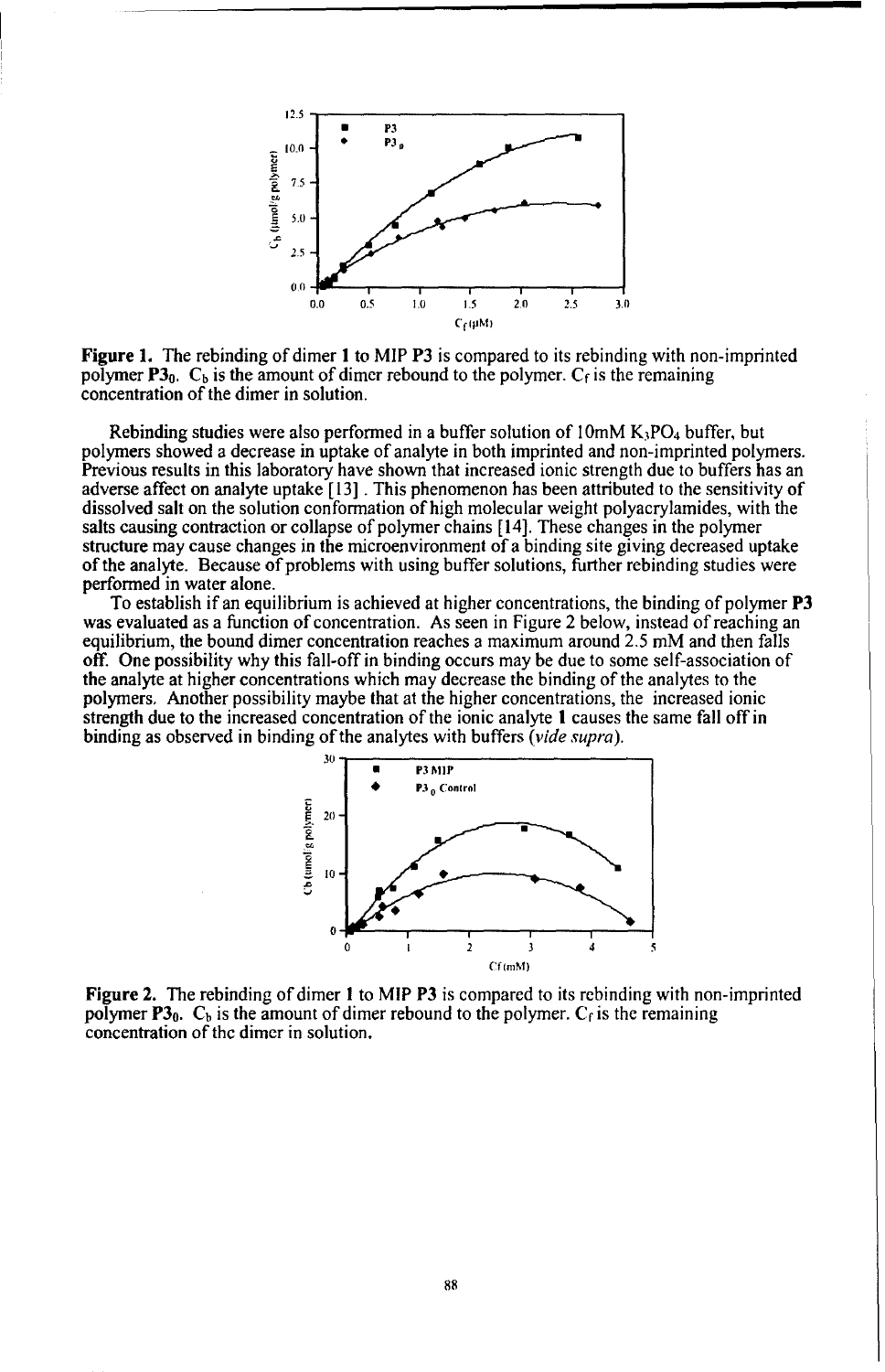**Figure 1.** The rebinding of dimer **1** to MIP **P3** is compared to its rebinding with non-imprinted polymer **P3**$_0$. $C_b$ is the amount of dimer rebound to the polymer. $C_f$ is the remaining concentration of the dimer in solution.

Rebinding studies were also performed in a buffer solution of 10mM $K_3PO_4$ buffer, but polymers showed a decrease in uptake of analyte in both imprinted and non-imprinted polymers. Previous results in this laboratory have shown that increased ionic strength due to buffers has an adverse affect on analyte uptake [13]. This phenomenon has been attributed to the sensitivity of dissolved salt on the solution conformation of high molecular weight polyacrylamides, with the salts causing contraction or collapse of polymer chains [14]. These changes in the polymer structure may cause changes in the microenvironment of a binding site giving decreased uptake of the analyte. Because of problems with using buffer solutions, further rebinding studies were performed in water alone.

To establish if an equilibrium is achieved at higher concentrations, the binding of polymer **P3** was evaluated as a function of concentration. As seen in Figure 2 below, instead of reaching an equilibrium, the bound dimer concentration reaches a maximum around 2.5 mM and then falls off. One possibility why this fall-off in binding occurs may be due to some self-association of the analyte at higher concentrations which may decrease the binding of the analytes to the polymers. Another possibility maybe that at the higher concentrations, the increased ionic strength due to the increased concentration of the ionic analyte **1** causes the same fall off in binding as observed in binding of the analytes with buffers (*vide supra*).

**Figure 2.** The rebinding of dimer **1** to MIP **P3** is compared to its rebinding with non-imprinted polymer **P3**$_0$. $C_b$ is the amount of dimer rebound to the polymer. $C_f$ is the remaining concentration of the dimer in solution.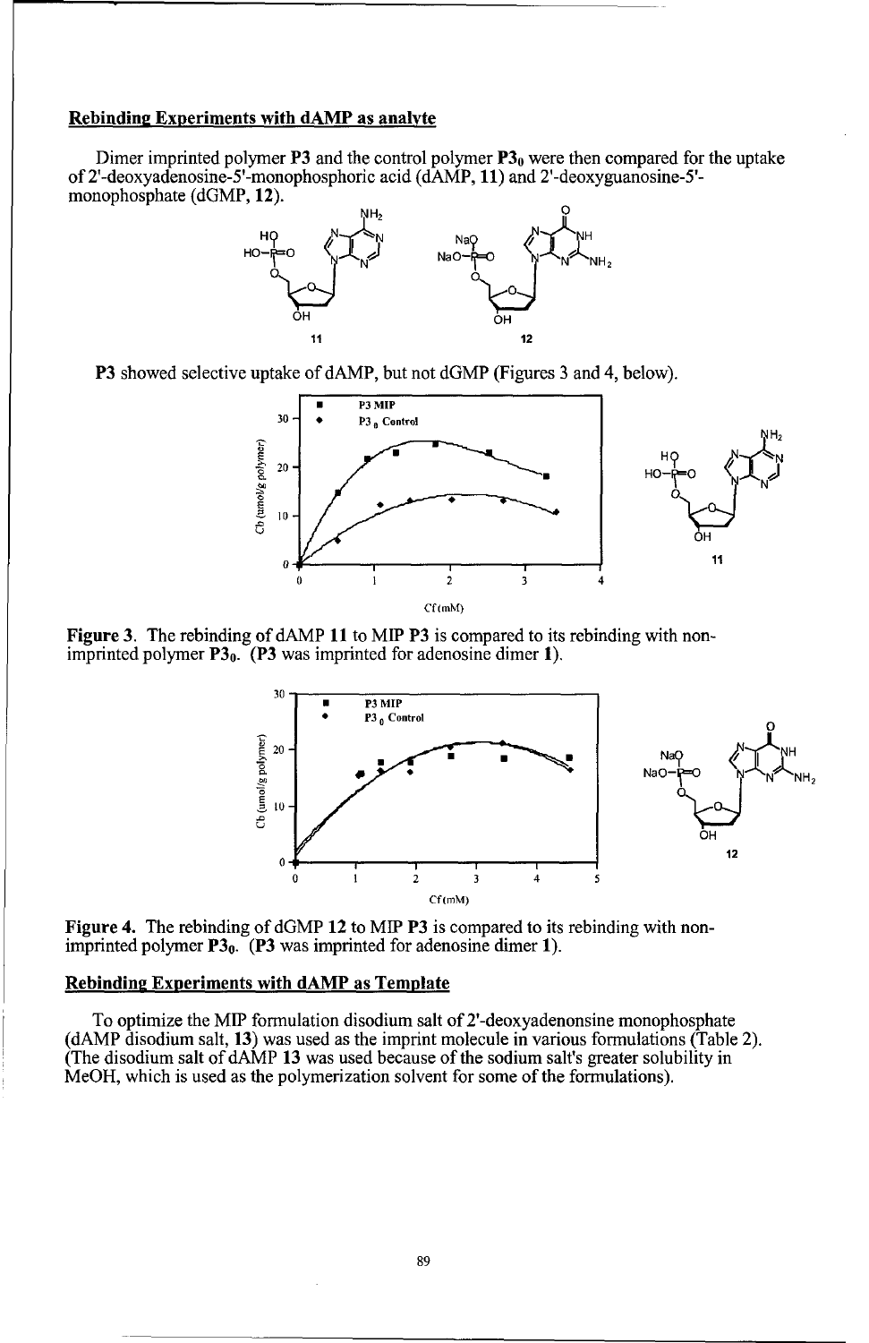## Rebinding Experiments with dAMP as analyte

Dimer imprinted polymer **P3** and the control polymer **P3$_0$** were then compared for the uptake of 2'-deoxyadenosine-5'-monophosphoric acid (dAMP, **11**) and 2'-deoxyguanosine-5'-monophosphate (dGMP, **12**).

**P3** showed selective uptake of dAMP, but not dGMP (Figures 3 and 4, below).

**Figure 3.** The rebinding of dAMP **11** to MIP **P3** is compared to its rebinding with non-imprinted polymer **P3$_0$**. (**P3** was imprinted for adenosine dimer **1**).

**Figure 4.** The rebinding of dGMP **12** to MIP **P3** is compared to its rebinding with non-imprinted polymer **P3$_0$**. (**P3** was imprinted for adenosine dimer **1**).

## Rebinding Experiments with dAMP as Template

To optimize the MIP formulation disodium salt of 2'-deoxyadenonsine monophosphate (dAMP disodium salt, **13**) was used as the imprint molecule in various formulations (Table 2). (The disodium salt of dAMP **13** was used because of the sodium salt's greater solubility in MeOH, which is used as the polymerization solvent for some of the formulations).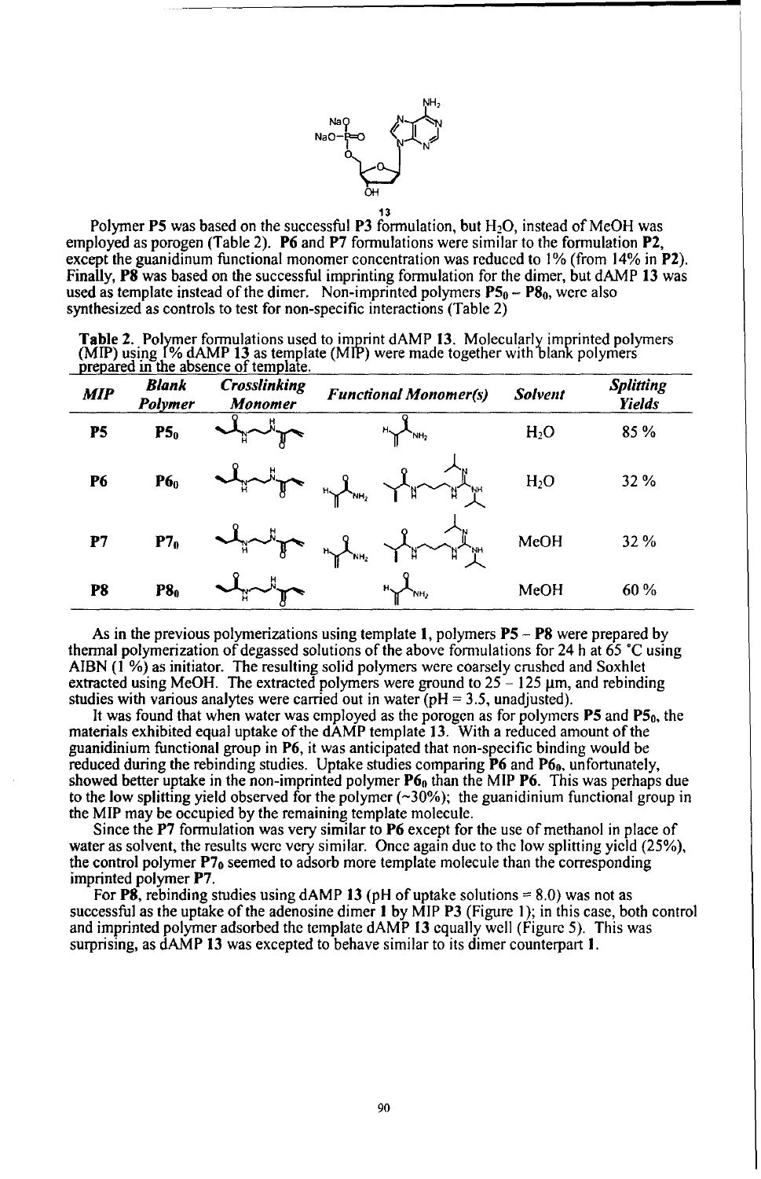**13**

Polymer **P5** was based on the successful **P3** formulation, but $H_2O$, instead of MeOH was employed as porogen (Table 2). **P6** and **P7** formulations were similar to the formulation **P2**, except the guanidinum functional monomer concentration was reduced to 1% (from 14% in **P2**). Finally, **P8** was based on the successful imprinting formulation for the dimer, but dAMP **13** was used as template instead of the dimer. Non-imprinted polymers $\mathbf{P5_0}$ – $\mathbf{P8_0}$, were also synthesized as controls to test for non-specific interactions (Table 2)

**Table 2.** Polymer formulations used to imprint dAMP **13**. Molecularly imprinted polymers (MIP) using 1% dAMP **13** as template (MIP) were made together with blank polymers prepared in the absence of template.

| *MIP* | *Blank Polymer* | *Crosslinking Monomer* | *Functional Monomer(s)* | *Solvent* | *Splitting Yields* |
|---|---|---|---|---|---|
| **P5** | $\mathbf{P5_0}$ | | | $H_2O$ | 85 % |
| **P6** | $\mathbf{P6_0}$ | | | $H_2O$ | 32 % |
| **P7** | $\mathbf{P7_0}$ | | | MeOH | 32 % |
| **P8** | $\mathbf{P8_0}$ | | | MeOH | 60 % |

As in the previous polymerizations using template **1**, polymers **P5** – **P8** were prepared by thermal polymerization of degassed solutions of the above formulations for 24 h at 65 °C using AIBN (1 %) as initiator. The resulting solid polymers were coarsely crushed and Soxhlet extracted using MeOH. The extracted polymers were ground to 25 – 125 μm, and rebinding studies with various analytes were carried out in water (pH = 3.5, unadjusted).

It was found that when water was employed as the porogen as for polymers **P5** and $\mathbf{P5_0}$, the materials exhibited equal uptake of the dAMP template **13**. With a reduced amount of the guanidinium functional group in **P6**, it was anticipated that non-specific binding would be reduced during the rebinding studies. Uptake studies comparing **P6** and $\mathbf{P6_0}$, unfortunately, showed better uptake in the non-imprinted polymer $\mathbf{P6_0}$ than the MIP **P6**. This was perhaps due to the low splitting yield observed for the polymer (~30%); the guanidinium functional group in the MIP may be occupied by the remaining template molecule.

Since the **P7** formulation was very similar to **P6** except for the use of methanol in place of water as solvent, the results were very similar. Once again due to the low splitting yield (25%), the control polymer $\mathbf{P7_0}$ seemed to adsorb more template molecule than the corresponding imprinted polymer **P7**.

For **P8**, rebinding studies using dAMP **13** (pH of uptake solutions = 8.0) was not as successful as the uptake of the adenosine dimer **1** by MIP **P3** (Figure 1); in this case, both control and imprinted polymer adsorbed the template dAMP **13** equally well (Figure 5). This was surprising, as dAMP **13** was excepted to behave similar to its dimer counterpart **1**.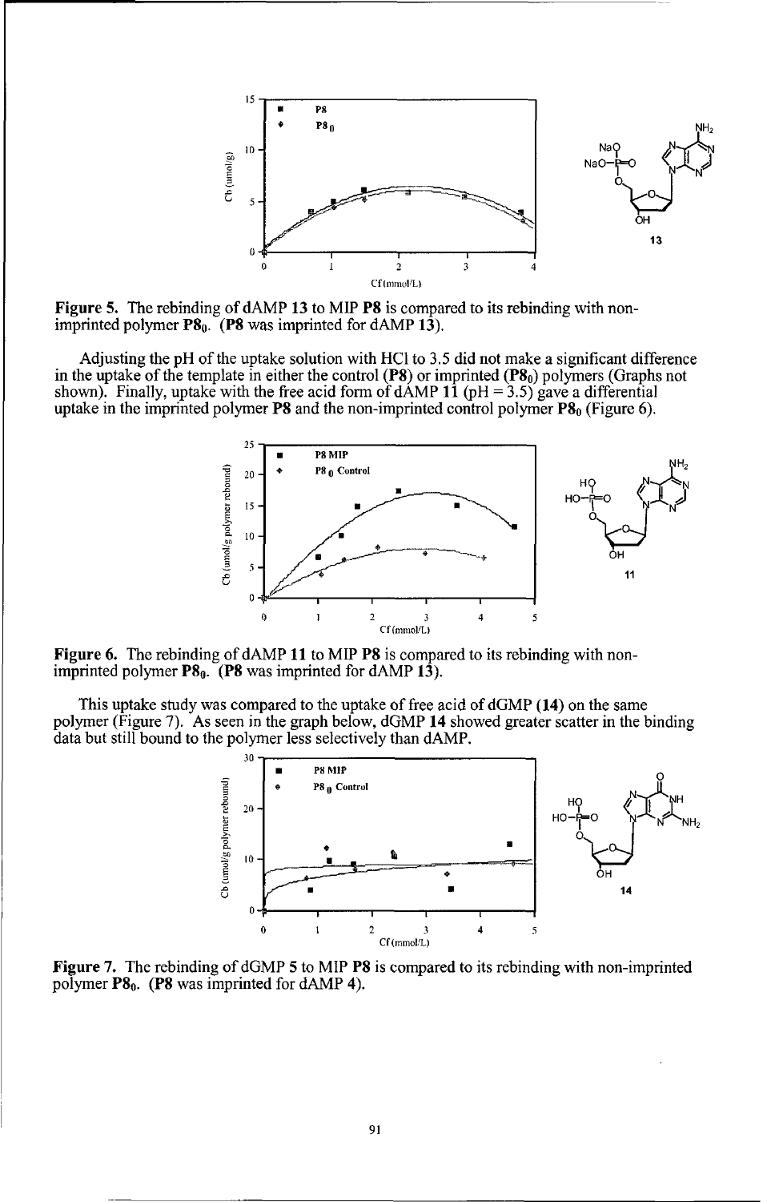**Figure 5.** The rebinding of dAMP **13** to MIP **P8** is compared to its rebinding with non-imprinted polymer **P8$_0$**. (**P8** was imprinted for dAMP **13**).

Adjusting the pH of the uptake solution with HCl to 3.5 did not make a significant difference in the uptake of the template in either the control (**P8**) or imprinted (**P8$_0$**) polymers (Graphs not shown). Finally, uptake with the free acid form of dAMP **11** (pH = 3.5) gave a differential uptake in the imprinted polymer **P8** and the non-imprinted control polymer **P8$_0$** (Figure 6).

**Figure 6.** The rebinding of dAMP **11** to MIP **P8** is compared to its rebinding with non-imprinted polymer **P8$_0$**. (**P8** was imprinted for dAMP **13**).

This uptake study was compared to the uptake of free acid of dGMP (**14**) on the same polymer (Figure 7). As seen in the graph below, dGMP **14** showed greater scatter in the binding data but still bound to the polymer less selectively than dAMP.

**Figure 7.** The rebinding of dGMP **5** to MIP **P8** is compared to its rebinding with non-imprinted polymer **P8$_0$**. (**P8** was imprinted for dAMP **4**).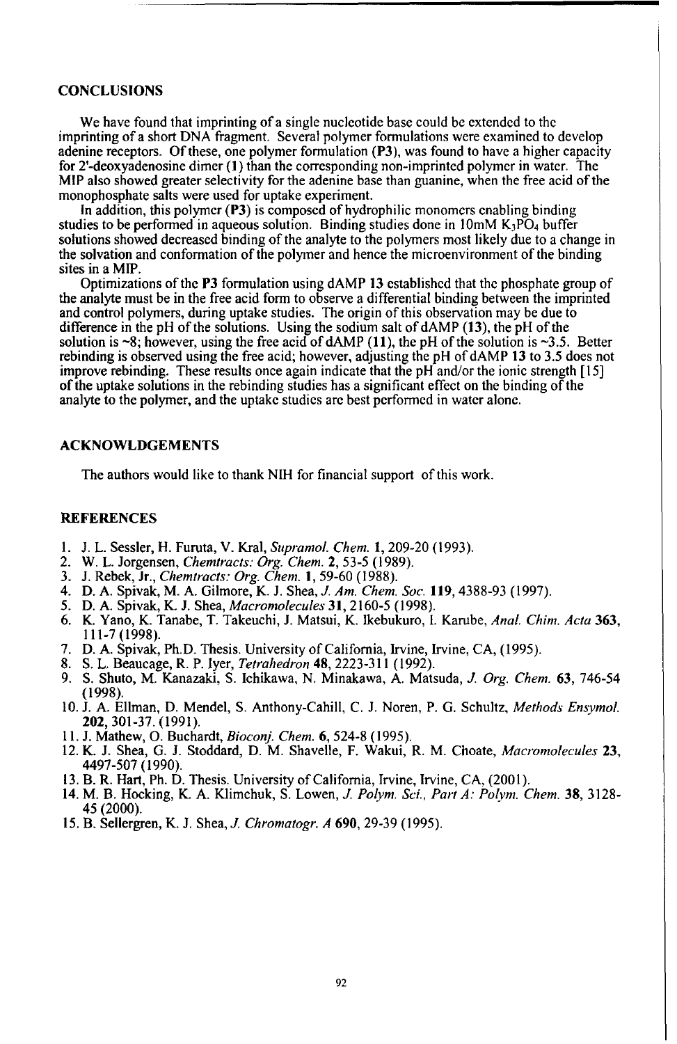## CONCLUSIONS

We have found that imprinting of a single nucleotide base could be extended to the imprinting of a short DNA fragment. Several polymer formulations were examined to develop adenine receptors. Of these, one polymer formulation (**P3**), was found to have a higher capacity for 2'-deoxyadenosine dimer (**1**) than the corresponding non-imprinted polymer in water. The MIP also showed greater selectivity for the adenine base than guanine, when the free acid of the monophosphate salts were used for uptake experiment.

In addition, this polymer (**P3**) is composed of hydrophilic monomers enabling binding studies to be performed in aqueous solution. Binding studies done in 10mM $K_3PO_4$ buffer solutions showed decreased binding of the analyte to the polymers most likely due to a change in the solvation and conformation of the polymer and hence the microenvironment of the binding sites in a MIP.

Optimizations of the **P3** formulation using dAMP **13** established that the phosphate group of the analyte must be in the free acid form to observe a differential binding between the imprinted and control polymers, during uptake studies. The origin of this observation may be due to difference in the pH of the solutions. Using the sodium salt of dAMP (**13**), the pH of the solution is ~8; however, using the free acid of dAMP (**11**), the pH of the solution is ~3.5. Better rebinding is observed using the free acid; however, adjusting the pH of dAMP **13** to 3.5 does not improve rebinding. These results once again indicate that the pH and/or the ionic strength [15] of the uptake solutions in the rebinding studies has a significant effect on the binding of the analyte to the polymer, and the uptake studies are best performed in water alone.

## ACKNOWLDGEMENTS

The authors would like to thank NIH for financial support of this work.

## REFERENCES

1. J. L. Sessler, H. Furuta, V. Kral, *Supramol. Chem.* **1**, 209-20 (1993).
2. W. L. Jorgensen, *Chemtracts: Org. Chem.* **2**, 53-5 (1989).
3. J. Rebek, Jr., *Chemtracts: Org. Chem.* **1**, 59-60 (1988).
4. D. A. Spivak, M. A. Gilmore, K. J. Shea, *J. Am. Chem. Soc.* **119**, 4388-93 (1997).
5. D. A. Spivak, K. J. Shea, *Macromolecules* **31**, 2160-5 (1998).
6. K. Yano, K. Tanabe, T. Takeuchi, J. Matsui, K. Ikebukuro, I. Karube, *Anal. Chim. Acta* **363**, 111-7 (1998).
7. D. A. Spivak, Ph.D. Thesis. University of California, Irvine, Irvine, CA, (1995).
8. S. L. Beaucage, R. P. Iyer, *Tetrahedron* **48**, 2223-311 (1992).
9. S. Shuto, M. Kanazaki, S. Ichikawa, N. Minakawa, A. Matsuda, *J. Org. Chem.* **63**, 746-54 (1998).
10. J. A. Ellman, D. Mendel, S. Anthony-Cahill, C. J. Noren, P. G. Schultz, *Methods Ensymol.* **202**, 301-37. (1991).
11. J. Mathew, O. Buchardt, *Bioconj. Chem.* **6**, 524-8 (1995).
12. K. J. Shea, G. J. Stoddard, D. M. Shavelle, F. Wakui, R. M. Choate, *Macromolecules* **23**, 4497-507 (1990).
13. B. R. Hart, Ph. D. Thesis. University of California, Irvine, Irvine, CA, (2001).
14. M. B. Hocking, K. A. Klimchuk, S. Lowen, *J. Polym. Sci., Part A: Polym. Chem.* **38**, 3128-45 (2000).
15. B. Sellergren, K. J. Shea, *J. Chromatogr. A* **690**, 29-39 (1995).